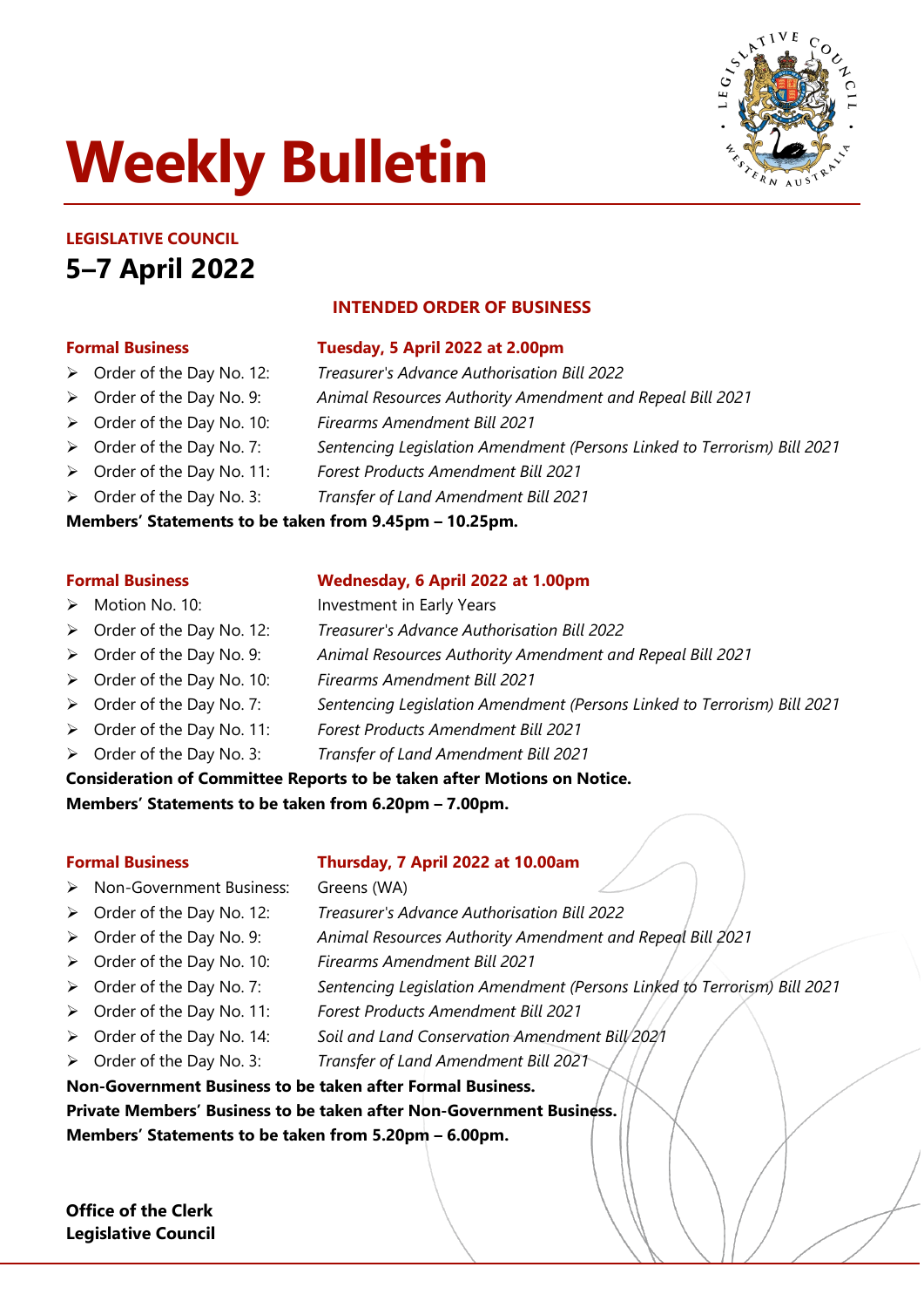# Weekly Bulletin

**LEGISLATIVE COUNCIL**

## 5–7 April 2022

### INTENDED ORDER OF BUSINESS

| **Formal Business** | **Tuesday, 5 April 2022 at 2.00pm** |
|---|---|
| Order of the Day No. 12: | *Treasurer's Advance Authorisation Bill 2022* |
| Order of the Day No. 9: | *Animal Resources Authority Amendment and Repeal Bill 2021* |
| Order of the Day No. 10: | *Firearms Amendment Bill 2021* |
| Order of the Day No. 7: | *Sentencing Legislation Amendment (Persons Linked to Terrorism) Bill 2021* |
| Order of the Day No. 11: | *Forest Products Amendment Bill 2021* |
| Order of the Day No. 3: | *Transfer of Land Amendment Bill 2021* |

**Members' Statements to be taken from 9.45pm – 10.25pm.**

| **Formal Business** | **Wednesday, 6 April 2022 at 1.00pm** |
|---|---|
| Motion No. 10: | Investment in Early Years |
| Order of the Day No. 12: | *Treasurer's Advance Authorisation Bill 2022* |
| Order of the Day No. 9: | *Animal Resources Authority Amendment and Repeal Bill 2021* |
| Order of the Day No. 10: | *Firearms Amendment Bill 2021* |
| Order of the Day No. 7: | *Sentencing Legislation Amendment (Persons Linked to Terrorism) Bill 2021* |
| Order of the Day No. 11: | *Forest Products Amendment Bill 2021* |
| Order of the Day No. 3: | *Transfer of Land Amendment Bill 2021* |

**Consideration of Committee Reports to be taken after Motions on Notice.**
**Members' Statements to be taken from 6.20pm – 7.00pm.**

| **Formal Business** | **Thursday, 7 April 2022 at 10.00am** |
|---|---|
| Non-Government Business: | Greens (WA) |
| Order of the Day No. 12: | *Treasurer's Advance Authorisation Bill 2022* |
| Order of the Day No. 9: | *Animal Resources Authority Amendment and Repeal Bill 2021* |
| Order of the Day No. 10: | *Firearms Amendment Bill 2021* |
| Order of the Day No. 7: | *Sentencing Legislation Amendment (Persons Linked to Terrorism) Bill 2021* |
| Order of the Day No. 11: | *Forest Products Amendment Bill 2021* |
| Order of the Day No. 14: | *Soil and Land Conservation Amendment Bill 2021* |
| Order of the Day No. 3: | *Transfer of Land Amendment Bill 2021* |

**Non-Government Business to be taken after Formal Business.**
**Private Members' Business to be taken after Non-Government Business.**
**Members' Statements to be taken from 5.20pm – 6.00pm.**

**Office of the Clerk**
**Legislative Council**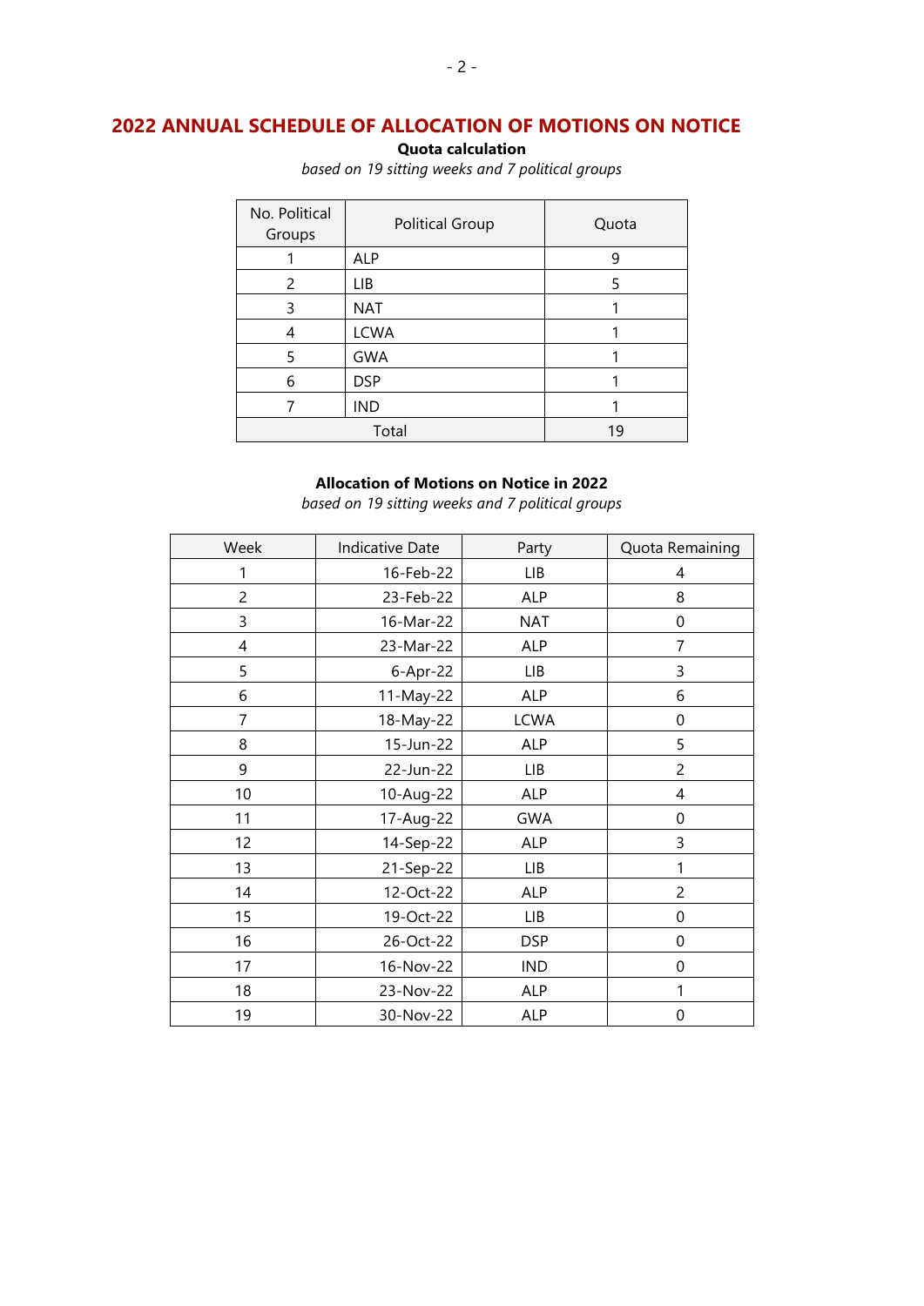# 2022 ANNUAL SCHEDULE OF ALLOCATION OF MOTIONS ON NOTICE

**Quota calculation**

*based on 19 sitting weeks and 7 political groups*

| No. Political Groups | Political Group | Quota |
|---|---|---|
| 1 | ALP | 9 |
| 2 | LIB | 5 |
| 3 | NAT | 1 |
| 4 | LCWA | 1 |
| 5 | GWA | 1 |
| 6 | DSP | 1 |
| 7 | IND | 1 |
| Total | | 19 |

**Allocation of Motions on Notice in 2022**

*based on 19 sitting weeks and 7 political groups*

| Week | Indicative Date | Party | Quota Remaining |
|---|---|---|---|
| 1 | 16-Feb-22 | LIB | 4 |
| 2 | 23-Feb-22 | ALP | 8 |
| 3 | 16-Mar-22 | NAT | 0 |
| 4 | 23-Mar-22 | ALP | 7 |
| 5 | 6-Apr-22 | LIB | 3 |
| 6 | 11-May-22 | ALP | 6 |
| 7 | 18-May-22 | LCWA | 0 |
| 8 | 15-Jun-22 | ALP | 5 |
| 9 | 22-Jun-22 | LIB | 2 |
| 10 | 10-Aug-22 | ALP | 4 |
| 11 | 17-Aug-22 | GWA | 0 |
| 12 | 14-Sep-22 | ALP | 3 |
| 13 | 21-Sep-22 | LIB | 1 |
| 14 | 12-Oct-22 | ALP | 2 |
| 15 | 19-Oct-22 | LIB | 0 |
| 16 | 26-Oct-22 | DSP | 0 |
| 17 | 16-Nov-22 | IND | 0 |
| 18 | 23-Nov-22 | ALP | 1 |
| 19 | 30-Nov-22 | ALP | 0 |